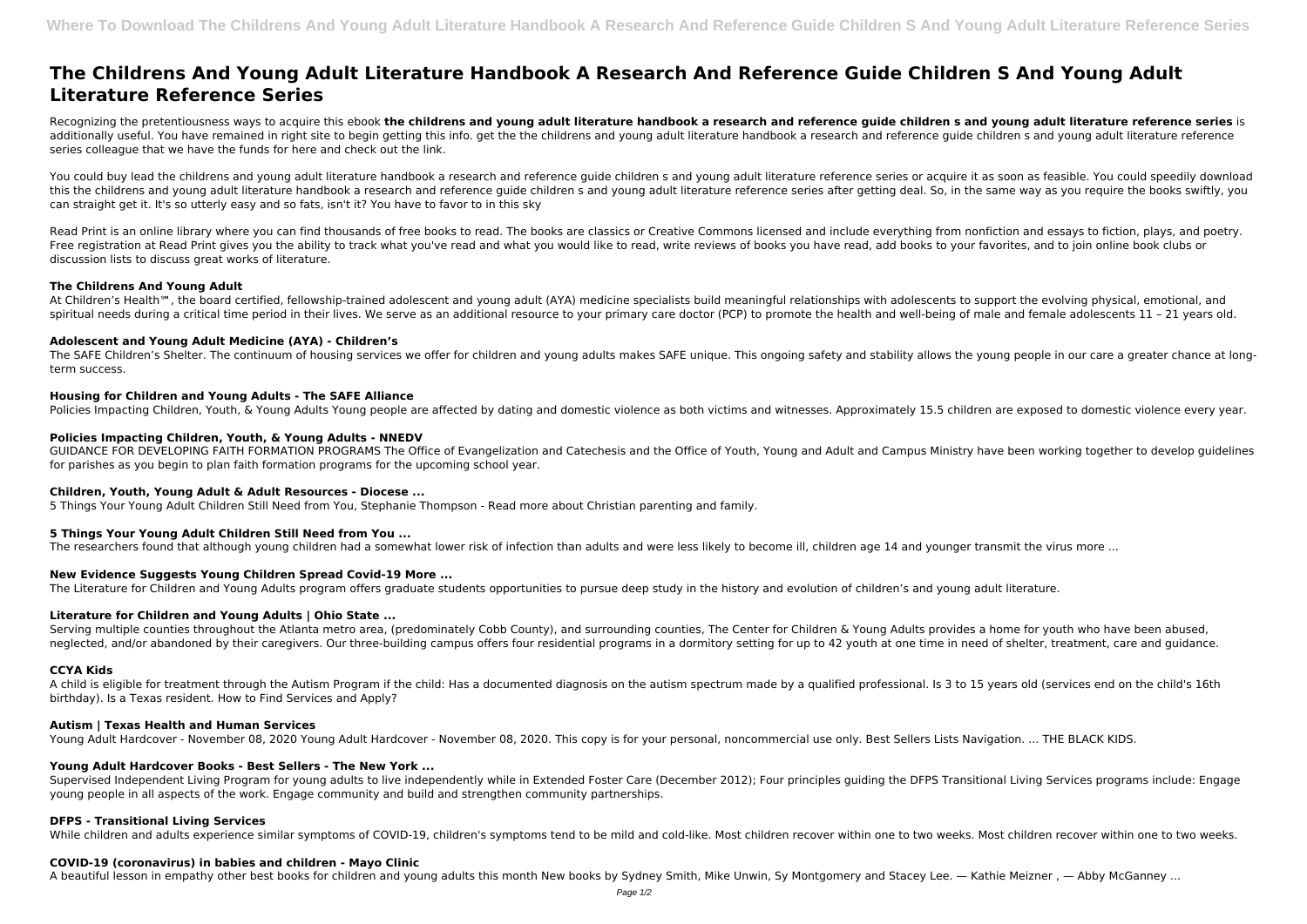# The Childrens And Young Adult Literature Handbook A Research And Reference Guide Children S And Young Adult Literature Reference Series

Recognizing the pretentiousness ways to acquire this ebook **the childrens and young adult literature handbook a research and reference guide children s and young adult literature reference series** is additionally useful. You have remained in right site to begin getting this info. get the the childrens and young adult literature handbook a research and reference guide children s and young adult literature reference series colleague that we have the funds for here and check out the link.

You could buy lead the childrens and young adult literature handbook a research and reference guide children s and young adult literature reference series or acquire it as soon as feasible. You could speedily download this the childrens and young adult literature handbook a research and reference guide children s and young adult literature reference series after getting deal. So, in the same way as you require the books swiftly, you can straight get it. It's so utterly easy and so fats, isn't it? You have to favor to in this sky

Read Print is an online library where you can find thousands of free books to read. The books are classics or Creative Commons licensed and include everything from nonfiction and essays to fiction, plays, and poetry. Free registration at Read Print gives you the ability to track what you've read and what you would like to read, write reviews of books you have read, add books to your favorites, and to join online book clubs or discussion lists to discuss great works of literature.

### The Childrens And Young Adult

At Children's Health℠, the board certified, fellowship-trained adolescent and young adult (AYA) medicine specialists build meaningful relationships with adolescents to support the evolving physical, emotional, and spiritual needs during a critical time period in their lives. We serve as an additional resource to your primary care doctor (PCP) to promote the health and well-being of male and female adolescents 11 – 21 years old.

### Adolescent and Young Adult Medicine (AYA) - Children's

The SAFE Children's Shelter. The continuum of housing services we offer for children and young adults makes SAFE unique. This ongoing safety and stability allows the young people in our care a greater chance at long-term success.

### Housing for Children and Young Adults - The SAFE Alliance

Policies Impacting Children, Youth, & Young Adults Young people are affected by dating and domestic violence as both victims and witnesses. Approximately 15.5 children are exposed to domestic violence every year.

### Policies Impacting Children, Youth, & Young Adults - NNEDV

GUIDANCE FOR DEVELOPING FAITH FORMATION PROGRAMS The Office of Evangelization and Catechesis and the Office of Youth, Young and Adult and Campus Ministry have been working together to develop guidelines for parishes as you begin to plan faith formation programs for the upcoming school year.

### Children, Youth, Young Adult & Adult Resources - Diocese ...

5 Things Your Young Adult Children Still Need from You, Stephanie Thompson - Read more about Christian parenting and family.

### 5 Things Your Young Adult Children Still Need from You ...

The researchers found that although young children had a somewhat lower risk of infection than adults and were less likely to become ill, children age 14 and younger transmit the virus more ...

### New Evidence Suggests Young Children Spread Covid-19 More ...

The Literature for Children and Young Adults program offers graduate students opportunities to pursue deep study in the history and evolution of children's and young adult literature.

### Literature for Children and Young Adults | Ohio State ...

Serving multiple counties throughout the Atlanta metro area, (predominately Cobb County), and surrounding counties, The Center for Children & Young Adults provides a home for youth who have been abused, neglected, and/or abandoned by their caregivers. Our three-building campus offers four residential programs in a dormitory setting for up to 42 youth at one time in need of shelter, treatment, care and guidance.

### CCYA Kids

A child is eligible for treatment through the Autism Program if the child: Has a documented diagnosis on the autism spectrum made by a qualified professional. Is 3 to 15 years old (services end on the child's 16th birthday). Is a Texas resident. How to Find Services and Apply?

### Autism | Texas Health and Human Services

Young Adult Hardcover - November 08, 2020 Young Adult Hardcover - November 08, 2020. This copy is for your personal, noncommercial use only. Best Sellers Lists Navigation. ... THE BLACK KIDS.

### Young Adult Hardcover Books - Best Sellers - The New York ...

Supervised Independent Living Program for young adults to live independently while in Extended Foster Care (December 2012); Four principles guiding the DFPS Transitional Living Services programs include: Engage young people in all aspects of the work. Engage community and build and strengthen community partnerships.

### DFPS - Transitional Living Services

While children and adults experience similar symptoms of COVID-19, children's symptoms tend to be mild and cold-like. Most children recover within one to two weeks. Most children recover within one to two weeks.

### COVID-19 (coronavirus) in babies and children - Mayo Clinic

A beautiful lesson in empathy other best books for children and young adults this month New books by Sydney Smith, Mike Unwin, Sy Montgomery and Stacey Lee. — Kathie Meizner , — Abby McGanney ...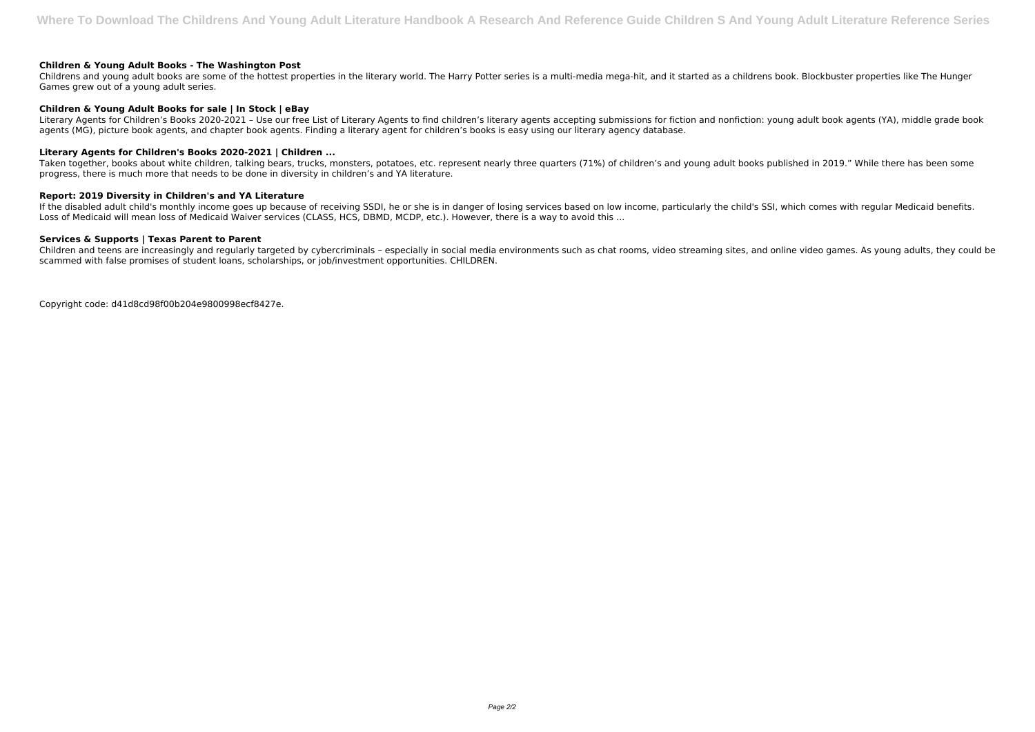### Children & Young Adult Books - The Washington Post

Childrens and young adult books are some of the hottest properties in the literary world. The Harry Potter series is a multi-media mega-hit, and it started as a childrens book. Blockbuster properties like The Hunger Games grew out of a young adult series.

### Children & Young Adult Books for sale | In Stock | eBay

Literary Agents for Children's Books 2020-2021 – Use our free List of Literary Agents to find children's literary agents accepting submissions for fiction and nonfiction: young adult book agents (YA), middle grade book agents (MG), picture book agents, and chapter book agents. Finding a literary agent for children's books is easy using our literary agency database.

### Literary Agents for Children's Books 2020-2021 | Children ...

Taken together, books about white children, talking bears, trucks, monsters, potatoes, etc. represent nearly three quarters (71%) of children's and young adult books published in 2019." While there has been some progress, there is much more that needs to be done in diversity in children's and YA literature.

### Report: 2019 Diversity in Children's and YA Literature

If the disabled adult child's monthly income goes up because of receiving SSDI, he or she is in danger of losing services based on low income, particularly the child's SSI, which comes with regular Medicaid benefits. Loss of Medicaid will mean loss of Medicaid Waiver services (CLASS, HCS, DBMD, MCDP, etc.). However, there is a way to avoid this ...

### Services & Supports | Texas Parent to Parent

Children and teens are increasingly and regularly targeted by cybercriminals – especially in social media environments such as chat rooms, video streaming sites, and online video games. As young adults, they could be scammed with false promises of student loans, scholarships, or job/investment opportunities. CHILDREN.

Copyright code: d41d8cd98f00b204e9800998ecf8427e.